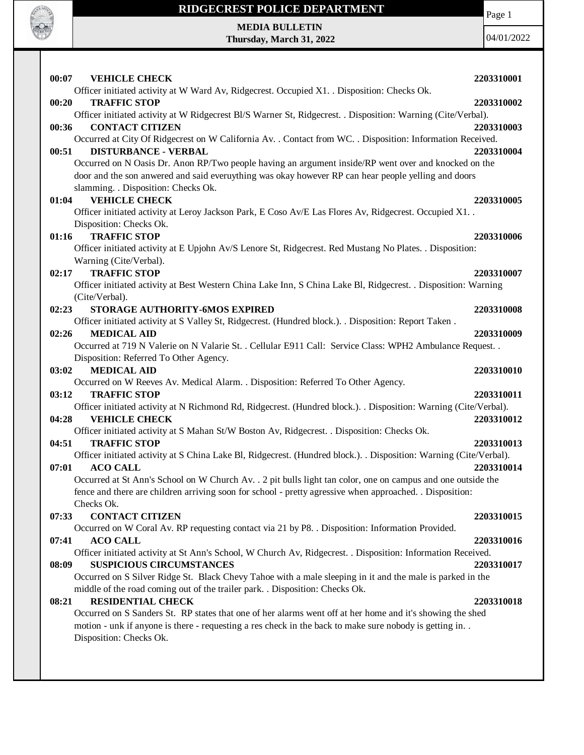# RIDGECREST POLICE DEPARTMENT

**MEDIA BULLETIN**
**Thursday, March 31, 2022**

04/01/2022

**00:07 VEHICLE CHECK** **2203310001**
Officer initiated activity at W Ward Av, Ridgecrest. Occupied X1. . Disposition: Checks Ok.

**00:20 TRAFFIC STOP** **2203310002**
Officer initiated activity at W Ridgecrest Bl/S Warner St, Ridgecrest. . Disposition: Warning (Cite/Verbal).

**00:36 CONTACT CITIZEN** **2203310003**
Occurred at City Of Ridgecrest on W California Av. . Contact from WC. . Disposition: Information Received.

**00:51 DISTURBANCE - VERBAL** **2203310004**
Occurred on N Oasis Dr. Anon RP/Two people having an argument inside/RP went over and knocked on the door and the son anwered and said everuything was okay however RP can hear people yelling and doors slamming. . Disposition: Checks Ok.

**01:04 VEHICLE CHECK** **2203310005**
Officer initiated activity at Leroy Jackson Park, E Coso Av/E Las Flores Av, Ridgecrest. Occupied X1. . Disposition: Checks Ok.

**01:16 TRAFFIC STOP** **2203310006**
Officer initiated activity at E Upjohn Av/S Lenore St, Ridgecrest. Red Mustang No Plates. . Disposition: Warning (Cite/Verbal).

**02:17 TRAFFIC STOP** **2203310007**
Officer initiated activity at Best Western China Lake Inn, S China Lake Bl, Ridgecrest. . Disposition: Warning (Cite/Verbal).

**02:23 STORAGE AUTHORITY-6MOS EXPIRED** **2203310008**
Officer initiated activity at S Valley St, Ridgecrest. (Hundred block.). . Disposition: Report Taken .

**02:26 MEDICAL AID** **2203310009**
Occurred at 719 N Valerie on N Valarie St. . Cellular E911 Call: Service Class: WPH2 Ambulance Request. . Disposition: Referred To Other Agency.

**03:02 MEDICAL AID** **2203310010**
Occurred on W Reeves Av. Medical Alarm. . Disposition: Referred To Other Agency.

**03:12 TRAFFIC STOP** **2203310011**
Officer initiated activity at N Richmond Rd, Ridgecrest. (Hundred block.). . Disposition: Warning (Cite/Verbal).

**04:28 VEHICLE CHECK** **2203310012**
Officer initiated activity at S Mahan St/W Boston Av, Ridgecrest. . Disposition: Checks Ok.

**04:51 TRAFFIC STOP** **2203310013**
Officer initiated activity at S China Lake Bl, Ridgecrest. (Hundred block.). . Disposition: Warning (Cite/Verbal).

**07:01 ACO CALL** **2203310014**
Occurred at St Ann's School on W Church Av. . 2 pit bulls light tan color, one on campus and one outside the fence and there are children arriving soon for school - pretty agressive when approached. . Disposition: Checks Ok.

**07:33 CONTACT CITIZEN** **2203310015**
Occurred on W Coral Av. RP requesting contact via 21 by P8. . Disposition: Information Provided.

**07:41 ACO CALL** **2203310016**
Officer initiated activity at St Ann's School, W Church Av, Ridgecrest. . Disposition: Information Received.

**08:09 SUSPICIOUS CIRCUMSTANCES** **2203310017**
Occurred on S Silver Ridge St. Black Chevy Tahoe with a male sleeping in it and the male is parked in the middle of the road coming out of the trailer park. . Disposition: Checks Ok.

**08:21 RESIDENTIAL CHECK** **2203310018**
Occurred on S Sanders St. RP states that one of her alarms went off at her home and it's showing the shed motion - unk if anyone is there - requesting a res check in the back to make sure nobody is getting in. . Disposition: Checks Ok.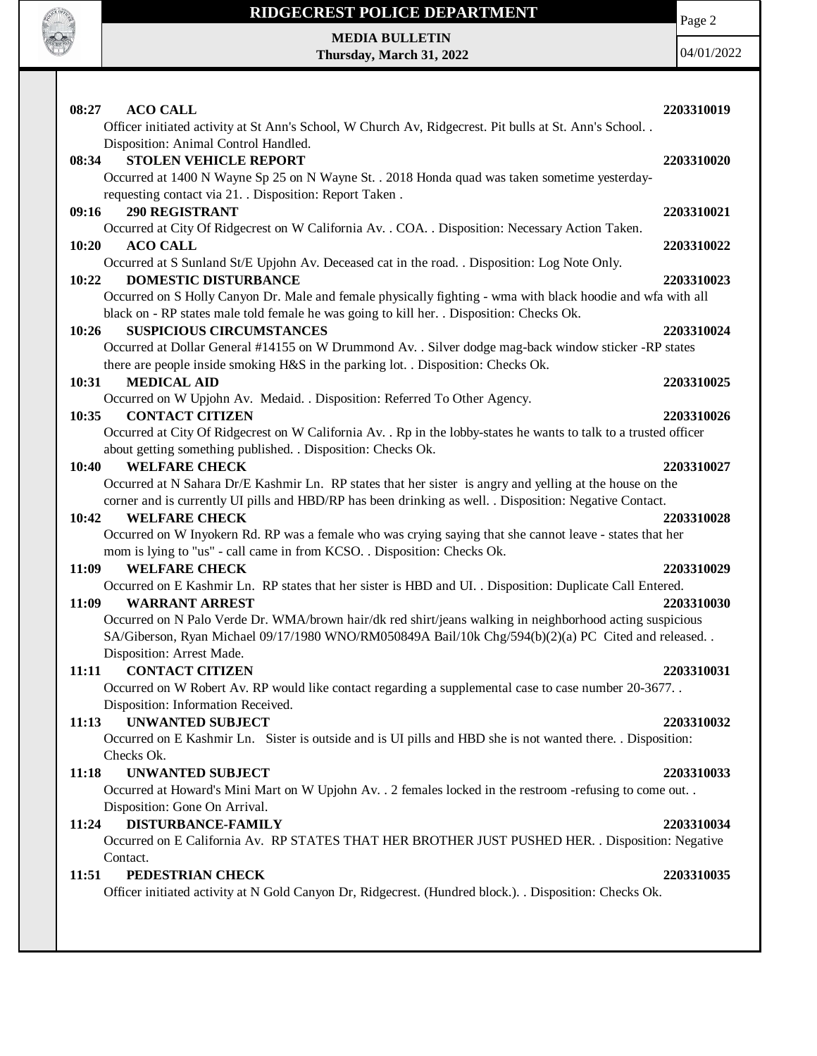**08:27 ACO CALL** **2203310019**
Officer initiated activity at St Ann's School, W Church Av, Ridgecrest. Pit bulls at St. Ann's School. . Disposition: Animal Control Handled.

**08:34 STOLEN VEHICLE REPORT** **2203310020**
Occurred at 1400 N Wayne Sp 25 on N Wayne St. . 2018 Honda quad was taken sometime yesterday-requesting contact via 21. . Disposition: Report Taken .

**09:16 290 REGISTRANT** **2203310021**
Occurred at City Of Ridgecrest on W California Av. . COA. . Disposition: Necessary Action Taken.

**10:20 ACO CALL** **2203310022**
Occurred at S Sunland St/E Upjohn Av. Deceased cat in the road. . Disposition: Log Note Only.

**10:22 DOMESTIC DISTURBANCE** **2203310023**
Occurred on S Holly Canyon Dr. Male and female physically fighting - wma with black hoodie and wfa with all black on - RP states male told female he was going to kill her. . Disposition: Checks Ok.

**10:26 SUSPICIOUS CIRCUMSTANCES** **2203310024**
Occurred at Dollar General #14155 on W Drummond Av. . Silver dodge mag-back window sticker -RP states there are people inside smoking H&S in the parking lot. . Disposition: Checks Ok.

**10:31 MEDICAL AID** **2203310025**
Occurred on W Upjohn Av. Medaid. . Disposition: Referred To Other Agency.

**10:35 CONTACT CITIZEN** **2203310026**
Occurred at City Of Ridgecrest on W California Av. . Rp in the lobby-states he wants to talk to a trusted officer about getting something published. . Disposition: Checks Ok.

**10:40 WELFARE CHECK** **2203310027**
Occurred at N Sahara Dr/E Kashmir Ln. RP states that her sister is angry and yelling at the house on the corner and is currently UI pills and HBD/RP has been drinking as well. . Disposition: Negative Contact.

**10:42 WELFARE CHECK** **2203310028**
Occurred on W Inyokern Rd. RP was a female who was crying saying that she cannot leave - states that her mom is lying to "us" - call came in from KCSO. . Disposition: Checks Ok.

**11:09 WELFARE CHECK** **2203310029**
Occurred on E Kashmir Ln. RP states that her sister is HBD and UI. . Disposition: Duplicate Call Entered.

**11:09 WARRANT ARREST** **2203310030**
Occurred on N Palo Verde Dr. WMA/brown hair/dk red shirt/jeans walking in neighborhood acting suspicious SA/Giberson, Ryan Michael 09/17/1980 WNO/RM050849A Bail/10k Chg/594(b)(2)(a) PC Cited and released. . Disposition: Arrest Made.

**11:11 CONTACT CITIZEN** **2203310031**
Occurred on W Robert Av. RP would like contact regarding a supplemental case to case number 20-3677. . Disposition: Information Received.

**11:13 UNWANTED SUBJECT** **2203310032**
Occurred on E Kashmir Ln. Sister is outside and is UI pills and HBD she is not wanted there. . Disposition: Checks Ok.

**11:18 UNWANTED SUBJECT** **2203310033**
Occurred at Howard's Mini Mart on W Upjohn Av. . 2 females locked in the restroom -refusing to come out. . Disposition: Gone On Arrival.

**11:24 DISTURBANCE-FAMILY** **2203310034**
Occurred on E California Av. RP STATES THAT HER BROTHER JUST PUSHED HER. . Disposition: Negative Contact.

**11:51 PEDESTRIAN CHECK** **2203310035**
Officer initiated activity at N Gold Canyon Dr, Ridgecrest. (Hundred block.). . Disposition: Checks Ok.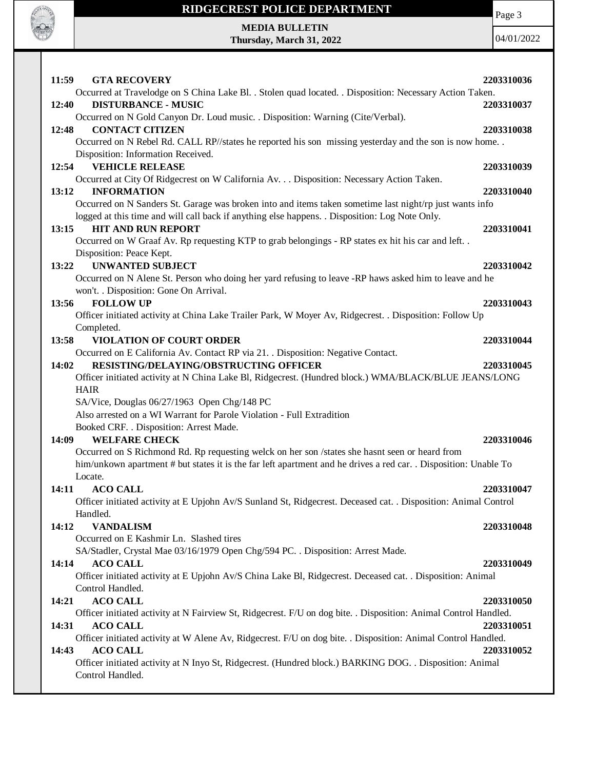**11:59 GTA RECOVERY** 2203310036

Occurred at Travelodge on S China Lake Bl. . Stolen quad located. . Disposition: Necessary Action Taken.

**12:40 DISTURBANCE - MUSIC** 2203310037

Occurred on N Gold Canyon Dr. Loud music. . Disposition: Warning (Cite/Verbal).

**12:48 CONTACT CITIZEN** 2203310038

Occurred on N Rebel Rd. CALL RP//states he reported his son missing yesterday and the son is now home. . Disposition: Information Received.

**12:54 VEHICLE RELEASE** 2203310039

Occurred at City Of Ridgecrest on W California Av. . . Disposition: Necessary Action Taken.

**13:12 INFORMATION** 2203310040

Occurred on N Sanders St. Garage was broken into and items taken sometime last night/rp just wants info logged at this time and will call back if anything else happens. . Disposition: Log Note Only.

**13:15 HIT AND RUN REPORT** 2203310041

Occurred on W Graaf Av. Rp requesting KTP to grab belongings - RP states ex hit his car and left. . Disposition: Peace Kept.

**13:22 UNWANTED SUBJECT** 2203310042

Occurred on N Alene St. Person who doing her yard refusing to leave -RP haws asked him to leave and he won't. . Disposition: Gone On Arrival.

**13:56 FOLLOW UP** 2203310043

Officer initiated activity at China Lake Trailer Park, W Moyer Av, Ridgecrest. . Disposition: Follow Up Completed.

**13:58 VIOLATION OF COURT ORDER** 2203310044

Occurred on E California Av. Contact RP via 21. . Disposition: Negative Contact.

**14:02 RESISTING/DELAYING/OBSTRUCTING OFFICER** 2203310045

Officer initiated activity at N China Lake Bl, Ridgecrest. (Hundred block.) WMA/BLACK/BLUE JEANS/LONG HAIR

SA/Vice, Douglas 06/27/1963 Open Chg/148 PC

Also arrested on a WI Warrant for Parole Violation - Full Extradition

Booked CRF. . Disposition: Arrest Made.

**14:09 WELFARE CHECK** 2203310046

Occurred on S Richmond Rd. Rp requesting welck on her son /states she hasnt seen or heard from him/unkown apartment # but states it is the far left apartment and he drives a red car. . Disposition: Unable To Locate.

**14:11 ACO CALL** 2203310047

Officer initiated activity at E Upjohn Av/S Sunland St, Ridgecrest. Deceased cat. . Disposition: Animal Control Handled.

**14:12 VANDALISM** 2203310048

Occurred on E Kashmir Ln. Slashed tires

SA/Stadler, Crystal Mae 03/16/1979 Open Chg/594 PC. . Disposition: Arrest Made.

**14:14 ACO CALL** 2203310049

Officer initiated activity at E Upjohn Av/S China Lake Bl, Ridgecrest. Deceased cat. . Disposition: Animal Control Handled.

**14:21 ACO CALL** 2203310050

Officer initiated activity at N Fairview St, Ridgecrest. F/U on dog bite. . Disposition: Animal Control Handled.

**14:31 ACO CALL** 2203310051

Officer initiated activity at W Alene Av, Ridgecrest. F/U on dog bite. . Disposition: Animal Control Handled.

**14:43 ACO CALL** 2203310052

Officer initiated activity at N Inyo St, Ridgecrest. (Hundred block.) BARKING DOG. . Disposition: Animal Control Handled.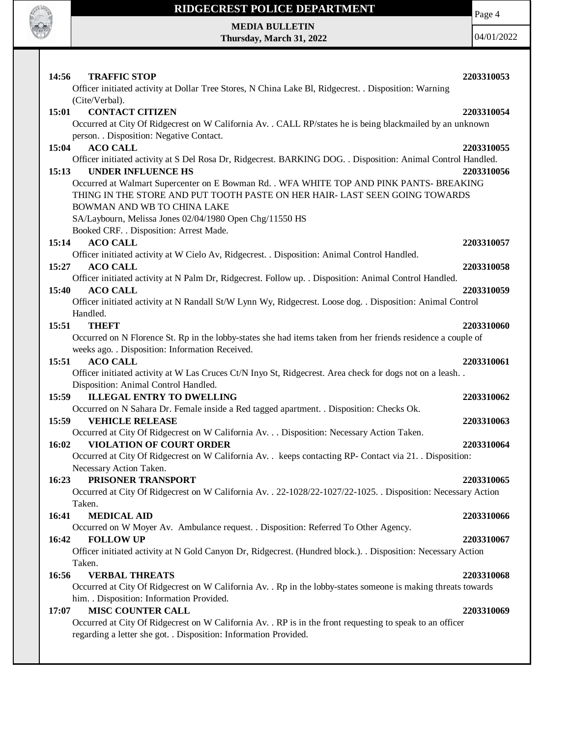**14:56 TRAFFIC STOP** **2203310053**

Officer initiated activity at Dollar Tree Stores, N China Lake Bl, Ridgecrest. . Disposition: Warning (Cite/Verbal).

**15:01 CONTACT CITIZEN** **2203310054**

Occurred at City Of Ridgecrest on W California Av. . CALL RP/states he is being blackmailed by an unknown person. . Disposition: Negative Contact.

**15:04 ACO CALL** **2203310055**

Officer initiated activity at S Del Rosa Dr, Ridgecrest. BARKING DOG. . Disposition: Animal Control Handled.

**15:13 UNDER INFLUENCE HS** **2203310056**

Occurred at Walmart Supercenter on E Bowman Rd. . WFA WHITE TOP AND PINK PANTS- BREAKING THING IN THE STORE AND PUT TOOTH PASTE ON HER HAIR- LAST SEEN GOING TOWARDS BOWMAN AND WB TO CHINA LAKE

SA/Laybourn, Melissa Jones 02/04/1980 Open Chg/11550 HS

Booked CRF. . Disposition: Arrest Made.

**15:14 ACO CALL** **2203310057**

Officer initiated activity at W Cielo Av, Ridgecrest. . Disposition: Animal Control Handled.

**15:27 ACO CALL** **2203310058**

Officer initiated activity at N Palm Dr, Ridgecrest. Follow up. . Disposition: Animal Control Handled.

**15:40 ACO CALL** **2203310059**

Officer initiated activity at N Randall St/W Lynn Wy, Ridgecrest. Loose dog. . Disposition: Animal Control Handled.

**15:51 THEFT** **2203310060**

Occurred on N Florence St. Rp in the lobby-states she had items taken from her friends residence a couple of weeks ago. . Disposition: Information Received.

**15:51 ACO CALL** **2203310061**

Officer initiated activity at W Las Cruces Ct/N Inyo St, Ridgecrest. Area check for dogs not on a leash. . Disposition: Animal Control Handled.

**15:59 ILLEGAL ENTRY TO DWELLING** **2203310062**

Occurred on N Sahara Dr. Female inside a Red tagged apartment. . Disposition: Checks Ok.

**15:59 VEHICLE RELEASE** **2203310063**

Occurred at City Of Ridgecrest on W California Av. . . Disposition: Necessary Action Taken.

**16:02 VIOLATION OF COURT ORDER** **2203310064**

Occurred at City Of Ridgecrest on W California Av. . keeps contacting RP- Contact via 21. . Disposition: Necessary Action Taken.

**16:23 PRISONER TRANSPORT** **2203310065**

Occurred at City Of Ridgecrest on W California Av. . 22-1028/22-1027/22-1025. . Disposition: Necessary Action Taken.

**16:41 MEDICAL AID** **2203310066**

Occurred on W Moyer Av. Ambulance request. . Disposition: Referred To Other Agency.

**16:42 FOLLOW UP** **2203310067**

Officer initiated activity at N Gold Canyon Dr, Ridgecrest. (Hundred block.). . Disposition: Necessary Action Taken.

**16:56 VERBAL THREATS** **2203310068**

Occurred at City Of Ridgecrest on W California Av. . Rp in the lobby-states someone is making threats towards him. . Disposition: Information Provided.

**17:07 MISC COUNTER CALL** **2203310069**

Occurred at City Of Ridgecrest on W California Av. . RP is in the front requesting to speak to an officer regarding a letter she got. . Disposition: Information Provided.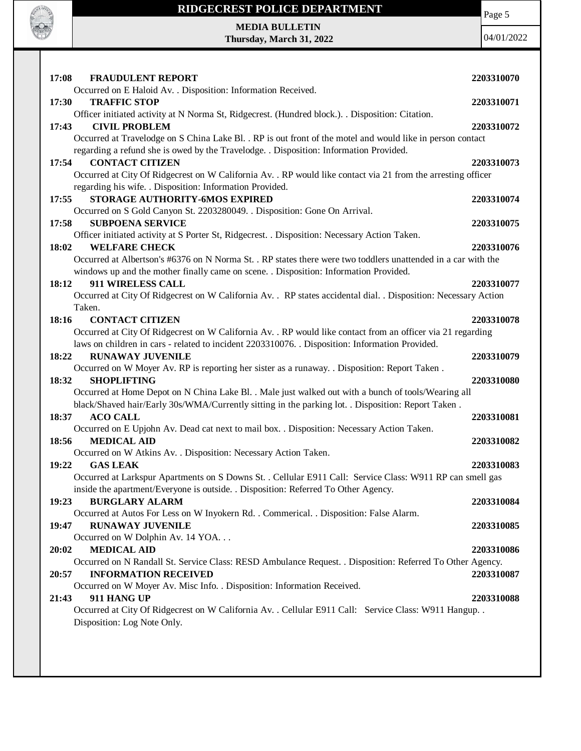**17:08 FRAUDULENT REPORT** **2203310070**
Occurred on E Haloid Av. . Disposition: Information Received.

**17:30 TRAFFIC STOP** **2203310071**
Officer initiated activity at N Norma St, Ridgecrest. (Hundred block.). . Disposition: Citation.

**17:43 CIVIL PROBLEM** **2203310072**
Occurred at Travelodge on S China Lake Bl. . RP is out front of the motel and would like in person contact regarding a refund she is owed by the Travelodge. . Disposition: Information Provided.

**17:54 CONTACT CITIZEN** **2203310073**
Occurred at City Of Ridgecrest on W California Av. . RP would like contact via 21 from the arresting officer regarding his wife. . Disposition: Information Provided.

**17:55 STORAGE AUTHORITY-6MOS EXPIRED** **2203310074**
Occurred on S Gold Canyon St. 2203280049. . Disposition: Gone On Arrival.

**17:58 SUBPOENA SERVICE** **2203310075**
Officer initiated activity at S Porter St, Ridgecrest. . Disposition: Necessary Action Taken.

**18:02 WELFARE CHECK** **2203310076**
Occurred at Albertson's #6376 on N Norma St. . RP states there were two toddlers unattended in a car with the windows up and the mother finally came on scene. . Disposition: Information Provided.

**18:12 911 WIRELESS CALL** **2203310077**
Occurred at City Of Ridgecrest on W California Av. . RP states accidental dial. . Disposition: Necessary Action Taken.

**18:16 CONTACT CITIZEN** **2203310078**
Occurred at City Of Ridgecrest on W California Av. . RP would like contact from an officer via 21 regarding laws on children in cars - related to incident 2203310076. . Disposition: Information Provided.

**18:22 RUNAWAY JUVENILE** **2203310079**
Occurred on W Moyer Av. RP is reporting her sister as a runaway. . Disposition: Report Taken .

**18:32 SHOPLIFTING** **2203310080**
Occurred at Home Depot on N China Lake Bl. . Male just walked out with a bunch of tools/Wearing all black/Shaved hair/Early 30s/WMA/Currently sitting in the parking lot. . Disposition: Report Taken .

**18:37 ACO CALL** **2203310081**
Occurred on E Upjohn Av. Dead cat next to mail box. . Disposition: Necessary Action Taken.

**18:56 MEDICAL AID** **2203310082**
Occurred on W Atkins Av. . Disposition: Necessary Action Taken.

**19:22 GAS LEAK** **2203310083**
Occurred at Larkspur Apartments on S Downs St. . Cellular E911 Call: Service Class: W911 RP can smell gas inside the apartment/Everyone is outside. . Disposition: Referred To Other Agency.

**19:23 BURGLARY ALARM** **2203310084**
Occurred at Autos For Less on W Inyokern Rd. . Commerical. . Disposition: False Alarm.

**19:47 RUNAWAY JUVENILE** **2203310085**
Occurred on W Dolphin Av. 14 YOA. . .

**20:02 MEDICAL AID** **2203310086**
Occurred on N Randall St. Service Class: RESD Ambulance Request. . Disposition: Referred To Other Agency.

**20:57 INFORMATION RECEIVED** **2203310087**
Occurred on W Moyer Av. Misc Info. . Disposition: Information Received.

**21:43 911 HANG UP** **2203310088**
Occurred at City Of Ridgecrest on W California Av. . Cellular E911 Call: Service Class: W911 Hangup. . Disposition: Log Note Only.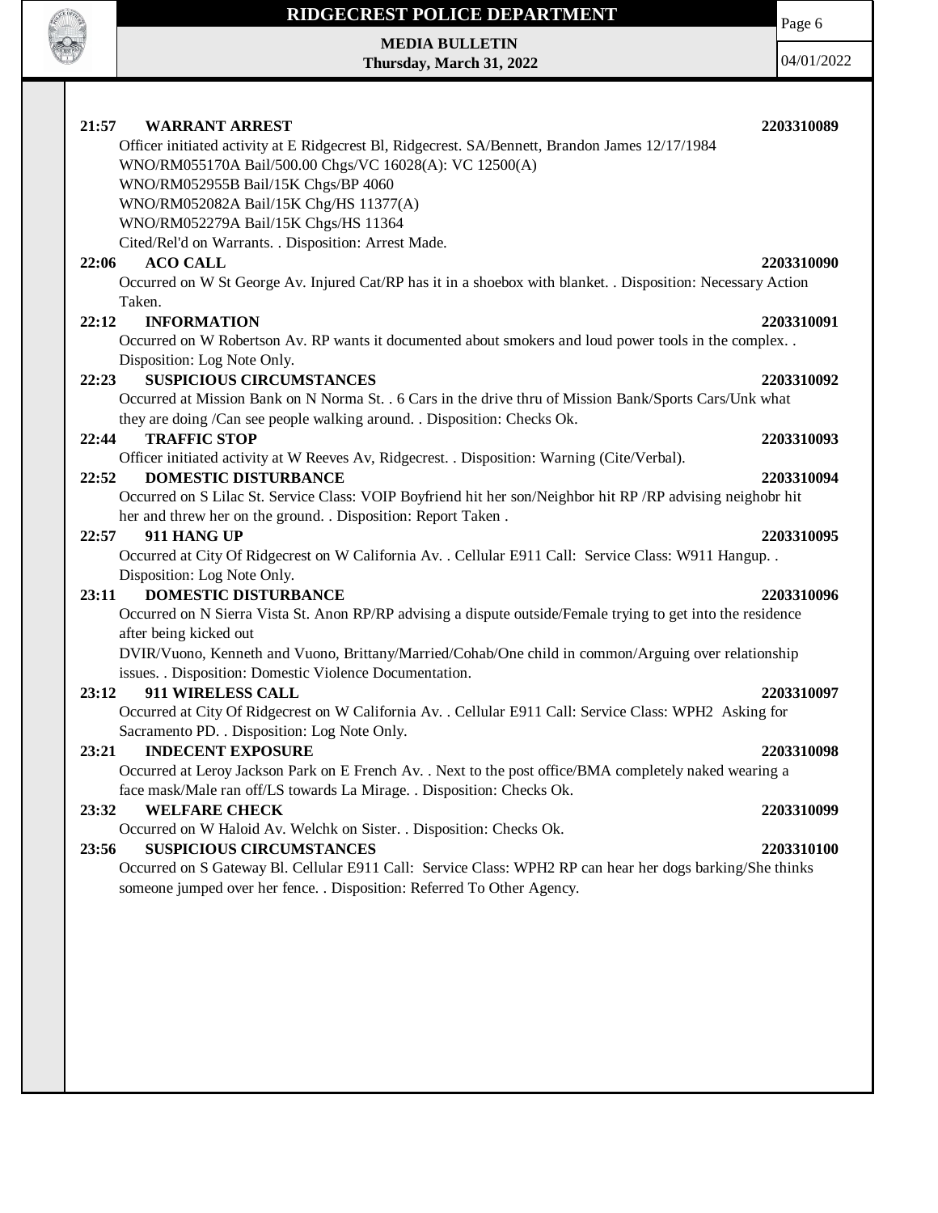**21:57 WARRANT ARREST** **2203310089**

Officer initiated activity at E Ridgecrest Bl, Ridgecrest. SA/Bennett, Brandon James 12/17/1984
WNO/RM055170A Bail/500.00 Chgs/VC 16028(A): VC 12500(A)
WNO/RM052955B Bail/15K Chgs/BP 4060
WNO/RM052082A Bail/15K Chg/HS 11377(A)
WNO/RM052279A Bail/15K Chgs/HS 11364
Cited/Rel'd on Warrants. . Disposition: Arrest Made.

**22:06 ACO CALL** **2203310090**

Occurred on W St George Av. Injured Cat/RP has it in a shoebox with blanket. . Disposition: Necessary Action Taken.

**22:12 INFORMATION** **2203310091**

Occurred on W Robertson Av. RP wants it documented about smokers and loud power tools in the complex. . Disposition: Log Note Only.

**22:23 SUSPICIOUS CIRCUMSTANCES** **2203310092**

Occurred at Mission Bank on N Norma St. . 6 Cars in the drive thru of Mission Bank/Sports Cars/Unk what they are doing /Can see people walking around. . Disposition: Checks Ok.

**22:44 TRAFFIC STOP** **2203310093**

Officer initiated activity at W Reeves Av, Ridgecrest. . Disposition: Warning (Cite/Verbal).

**22:52 DOMESTIC DISTURBANCE** **2203310094**

Occurred on S Lilac St. Service Class: VOIP Boyfriend hit her son/Neighbor hit RP /RP advising neighobr hit her and threw her on the ground. . Disposition: Report Taken .

**22:57 911 HANG UP** **2203310095**

Occurred at City Of Ridgecrest on W California Av. . Cellular E911 Call: Service Class: W911 Hangup. . Disposition: Log Note Only.

**23:11 DOMESTIC DISTURBANCE** **2203310096**

Occurred on N Sierra Vista St. Anon RP/RP advising a dispute outside/Female trying to get into the residence after being kicked out
DVIR/Vuono, Kenneth and Vuono, Brittany/Married/Cohab/One child in common/Arguing over relationship issues. . Disposition: Domestic Violence Documentation.

**23:12 911 WIRELESS CALL** **2203310097**

Occurred at City Of Ridgecrest on W California Av. . Cellular E911 Call: Service Class: WPH2 Asking for Sacramento PD. . Disposition: Log Note Only.

**23:21 INDECENT EXPOSURE** **2203310098**

Occurred at Leroy Jackson Park on E French Av. . Next to the post office/BMA completely naked wearing a face mask/Male ran off/LS towards La Mirage. . Disposition: Checks Ok.

**23:32 WELFARE CHECK** **2203310099**

Occurred on W Haloid Av. Welchk on Sister. . Disposition: Checks Ok.

**23:56 SUSPICIOUS CIRCUMSTANCES** **2203310100**

Occurred on S Gateway Bl. Cellular E911 Call: Service Class: WPH2 RP can hear her dogs barking/She thinks someone jumped over her fence. . Disposition: Referred To Other Agency.